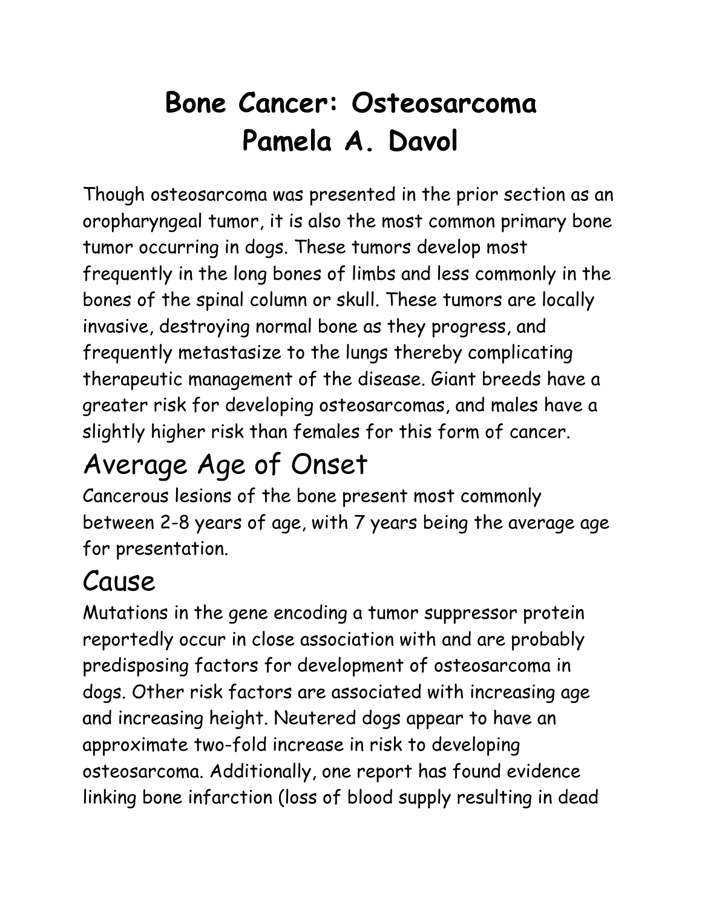# Bone Cancer: Osteosarcoma
# Pamela A. Davol

Though osteosarcoma was presented in the prior section as an oropharyngeal tumor, it is also the most common primary bone tumor occurring in dogs. These tumors develop most frequently in the long bones of limbs and less commonly in the bones of the spinal column or skull. These tumors are locally invasive, destroying normal bone as they progress, and frequently metastasize to the lungs thereby complicating therapeutic management of the disease. Giant breeds have a greater risk for developing osteosarcomas, and males have a slightly higher risk than females for this form of cancer.

## Average Age of Onset

Cancerous lesions of the bone present most commonly between 2-8 years of age, with 7 years being the average age for presentation.

## Cause

Mutations in the gene encoding a tumor suppressor protein reportedly occur in close association with and are probably predisposing factors for development of osteosarcoma in dogs. Other risk factors are associated with increasing age and increasing height. Neutered dogs appear to have an approximate two-fold increase in risk to developing osteosarcoma. Additionally, one report has found evidence linking bone infarction (loss of blood supply resulting in dead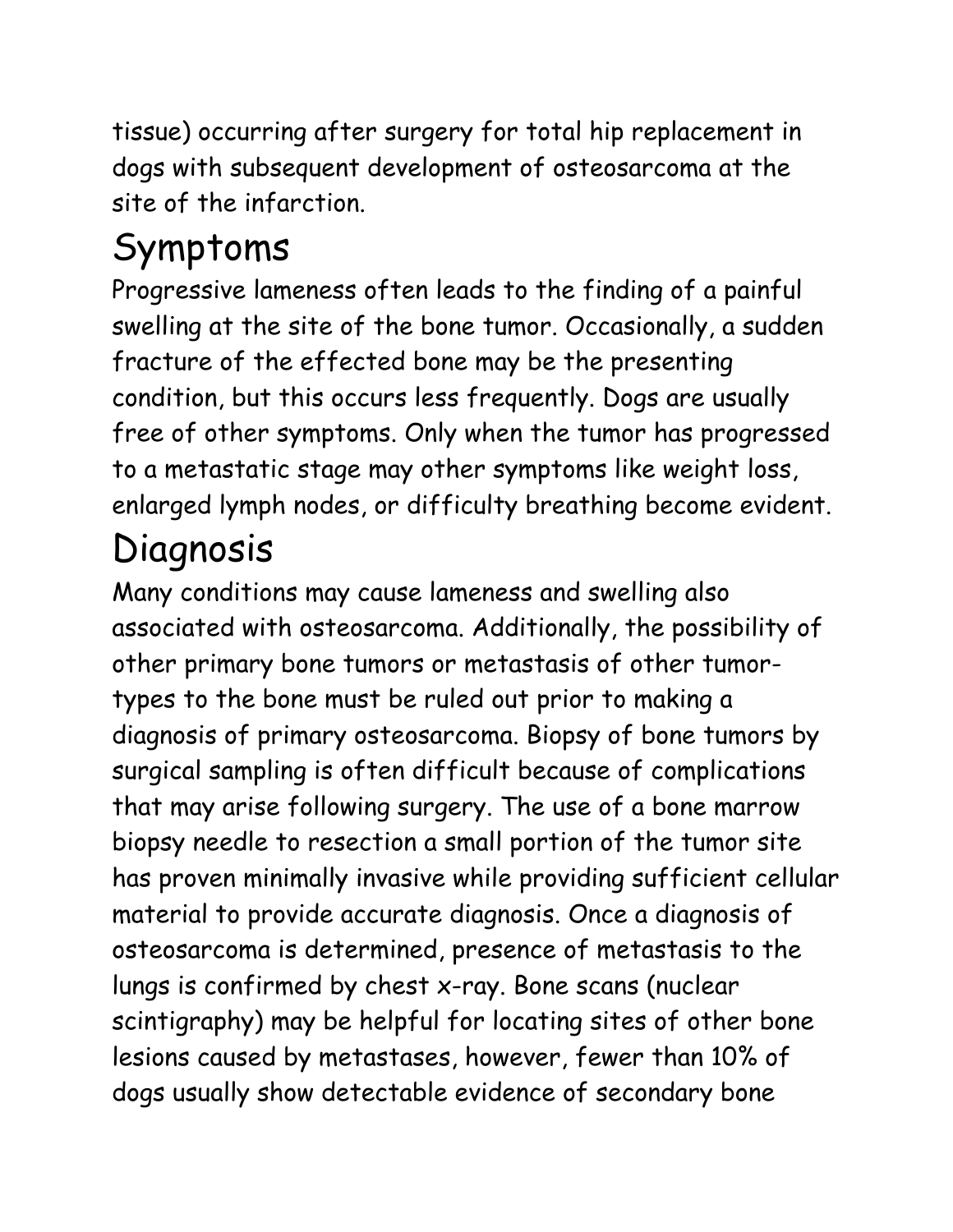tissue) occurring after surgery for total hip replacement in dogs with subsequent development of osteosarcoma at the site of the infarction.

# Symptoms

Progressive lameness often leads to the finding of a painful swelling at the site of the bone tumor. Occasionally, a sudden fracture of the effected bone may be the presenting condition, but this occurs less frequently. Dogs are usually free of other symptoms. Only when the tumor has progressed to a metastatic stage may other symptoms like weight loss, enlarged lymph nodes, or difficulty breathing become evident.

# Diagnosis

Many conditions may cause lameness and swelling also associated with osteosarcoma. Additionally, the possibility of other primary bone tumors or metastasis of other tumor-types to the bone must be ruled out prior to making a diagnosis of primary osteosarcoma. Biopsy of bone tumors by surgical sampling is often difficult because of complications that may arise following surgery. The use of a bone marrow biopsy needle to resection a small portion of the tumor site has proven minimally invasive while providing sufficient cellular material to provide accurate diagnosis. Once a diagnosis of osteosarcoma is determined, presence of metastasis to the lungs is confirmed by chest x-ray. Bone scans (nuclear scintigraphy) may be helpful for locating sites of other bone lesions caused by metastases, however, fewer than 10% of dogs usually show detectable evidence of secondary bone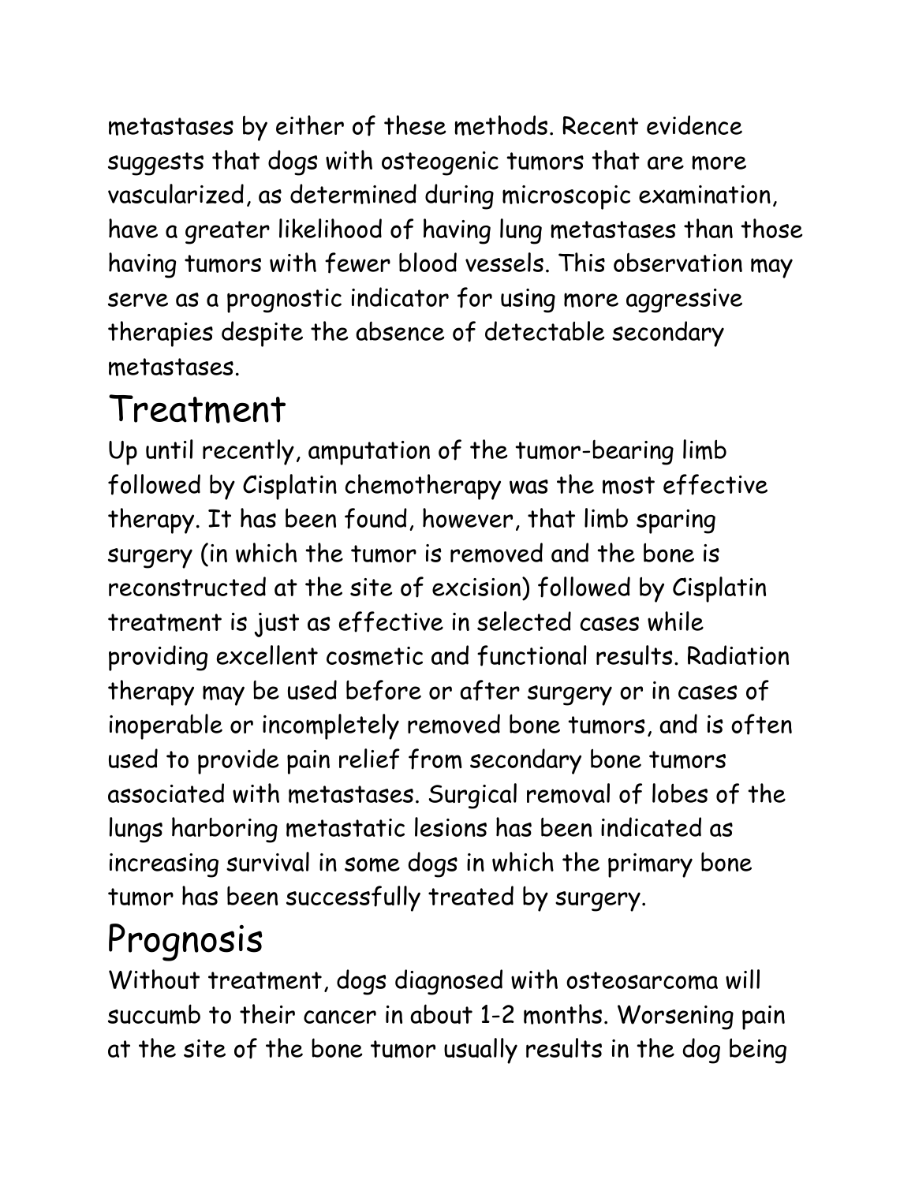metastases by either of these methods. Recent evidence suggests that dogs with osteogenic tumors that are more vascularized, as determined during microscopic examination, have a greater likelihood of having lung metastases than those having tumors with fewer blood vessels. This observation may serve as a prognostic indicator for using more aggressive therapies despite the absence of detectable secondary metastases.

# Treatment

Up until recently, amputation of the tumor-bearing limb followed by Cisplatin chemotherapy was the most effective therapy. It has been found, however, that limb sparing surgery (in which the tumor is removed and the bone is reconstructed at the site of excision) followed by Cisplatin treatment is just as effective in selected cases while providing excellent cosmetic and functional results. Radiation therapy may be used before or after surgery or in cases of inoperable or incompletely removed bone tumors, and is often used to provide pain relief from secondary bone tumors associated with metastases. Surgical removal of lobes of the lungs harboring metastatic lesions has been indicated as increasing survival in some dogs in which the primary bone tumor has been successfully treated by surgery.

# Prognosis

Without treatment, dogs diagnosed with osteosarcoma will succumb to their cancer in about 1-2 months. Worsening pain at the site of the bone tumor usually results in the dog being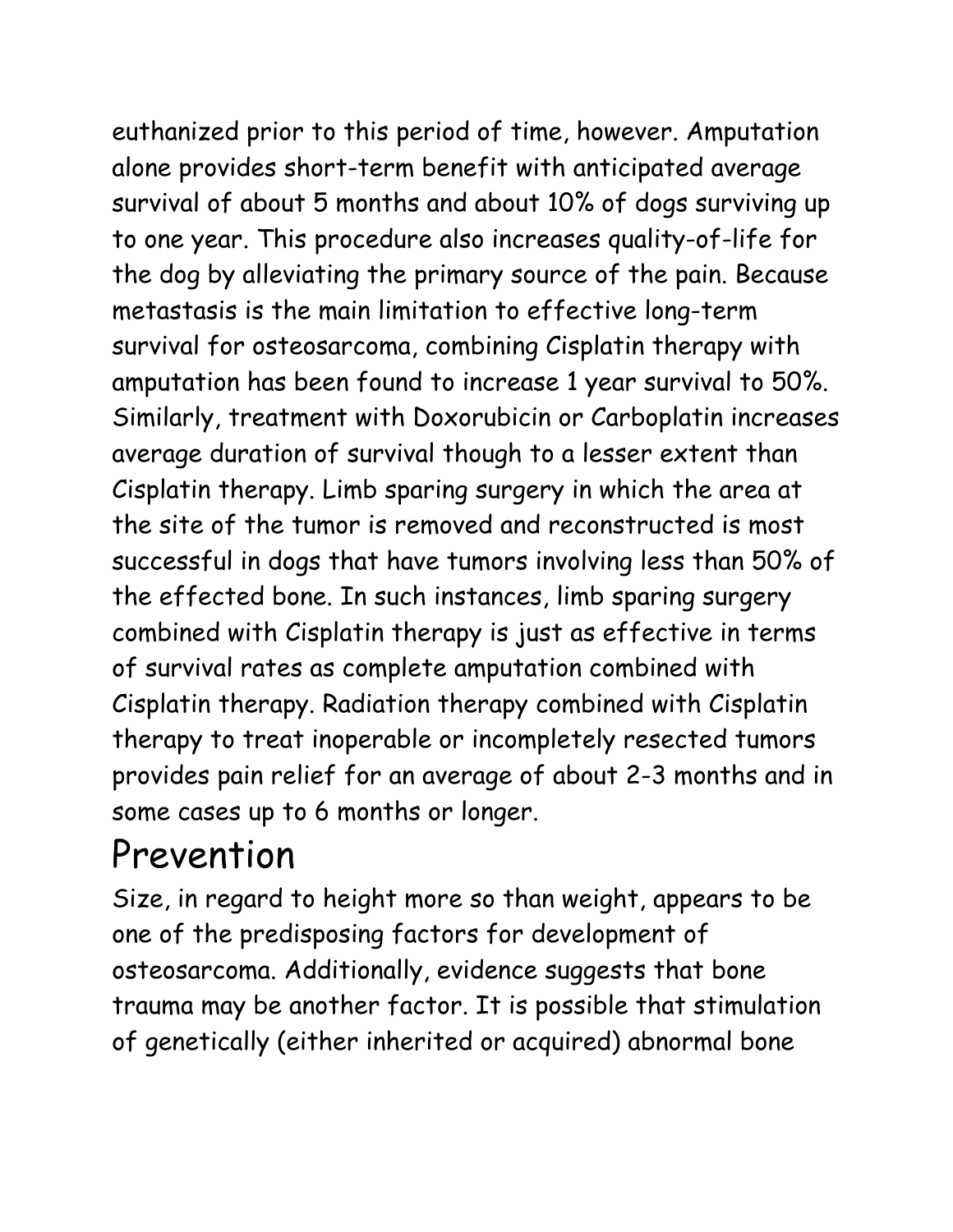euthanized prior to this period of time, however. Amputation alone provides short-term benefit with anticipated average survival of about 5 months and about 10% of dogs surviving up to one year. This procedure also increases quality-of-life for the dog by alleviating the primary source of the pain. Because metastasis is the main limitation to effective long-term survival for osteosarcoma, combining Cisplatin therapy with amputation has been found to increase 1 year survival to 50%. Similarly, treatment with Doxorubicin or Carboplatin increases average duration of survival though to a lesser extent than Cisplatin therapy. Limb sparing surgery in which the area at the site of the tumor is removed and reconstructed is most successful in dogs that have tumors involving less than 50% of the effected bone. In such instances, limb sparing surgery combined with Cisplatin therapy is just as effective in terms of survival rates as complete amputation combined with Cisplatin therapy. Radiation therapy combined with Cisplatin therapy to treat inoperable or incompletely resected tumors provides pain relief for an average of about 2-3 months and in some cases up to 6 months or longer.

# Prevention

Size, in regard to height more so than weight, appears to be one of the predisposing factors for development of osteosarcoma. Additionally, evidence suggests that bone trauma may be another factor. It is possible that stimulation of genetically (either inherited or acquired) abnormal bone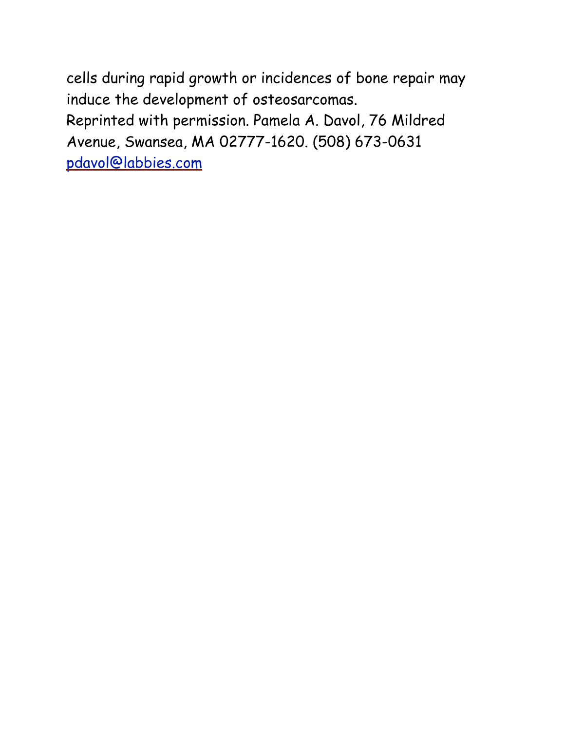cells during rapid growth or incidences of bone repair may induce the development of osteosarcomas.

Reprinted with permission. Pamela A. Davol, 76 Mildred Avenue, Swansea, MA 02777-1620. (508) 673-0631 pdavol@labbies.com